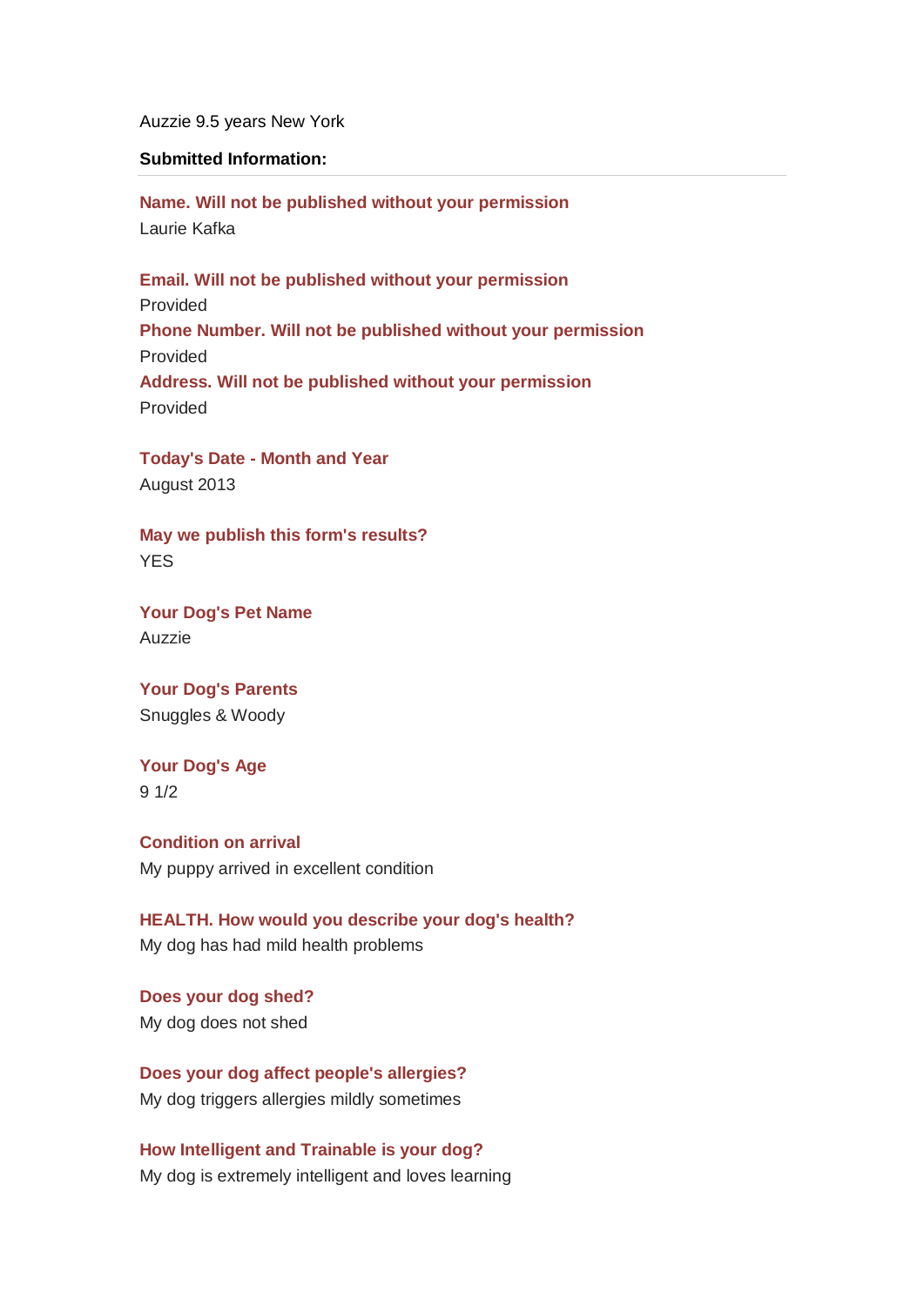Auzzie 9.5 years New York

**Submitted Information:**

---

**Name. Will not be published without your permission**

Laurie Kafka

**Email. Will not be published without your permission**

Provided

**Phone Number. Will not be published without your permission**

Provided

**Address. Will not be published without your permission**

Provided

**Today's Date - Month and Year**

August 2013

**May we publish this form's results?**

YES

**Your Dog's Pet Name**

Auzzie

**Your Dog's Parents**

Snuggles & Woody

**Your Dog's Age**

9 1/2

**Condition on arrival**

My puppy arrived in excellent condition

**HEALTH. How would you describe your dog's health?**

My dog has had mild health problems

**Does your dog shed?**

My dog does not shed

**Does your dog affect people's allergies?**

My dog triggers allergies mildly sometimes

**How Intelligent and Trainable is your dog?**

My dog is extremely intelligent and loves learning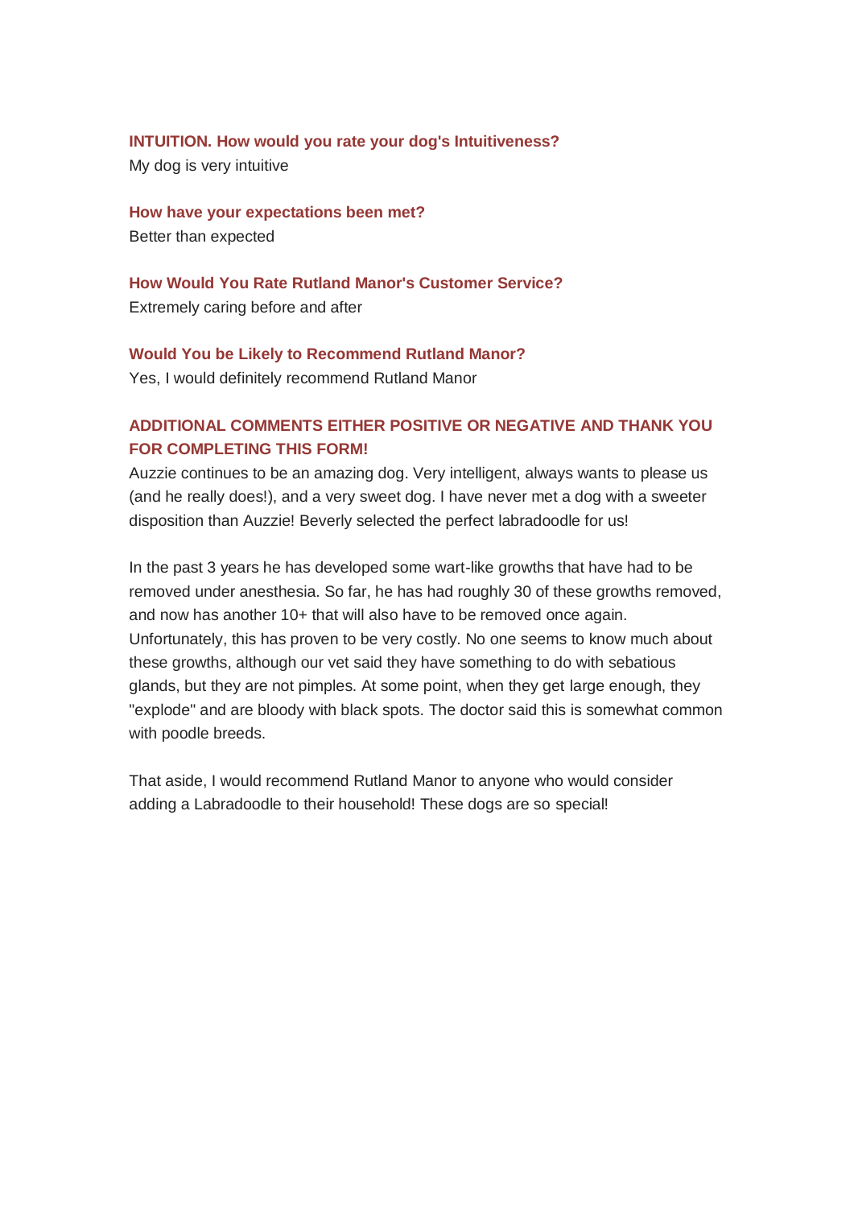**INTUITION. How would you rate your dog's Intuitiveness?**
My dog is very intuitive

**How have your expectations been met?**
Better than expected

**How Would You Rate Rutland Manor's Customer Service?**
Extremely caring before and after

**Would You be Likely to Recommend Rutland Manor?**
Yes, I would definitely recommend Rutland Manor

**ADDITIONAL COMMENTS EITHER POSITIVE OR NEGATIVE AND THANK YOU FOR COMPLETING THIS FORM!**
Auzzie continues to be an amazing dog. Very intelligent, always wants to please us (and he really does!), and a very sweet dog. I have never met a dog with a sweeter disposition than Auzzie! Beverly selected the perfect labradoodle for us!

In the past 3 years he has developed some wart-like growths that have had to be removed under anesthesia. So far, he has had roughly 30 of these growths removed, and now has another 10+ that will also have to be removed once again. Unfortunately, this has proven to be very costly. No one seems to know much about these growths, although our vet said they have something to do with sebatious glands, but they are not pimples. At some point, when they get large enough, they "explode" and are bloody with black spots. The doctor said this is somewhat common with poodle breeds.

That aside, I would recommend Rutland Manor to anyone who would consider adding a Labradoodle to their household! These dogs are so special!